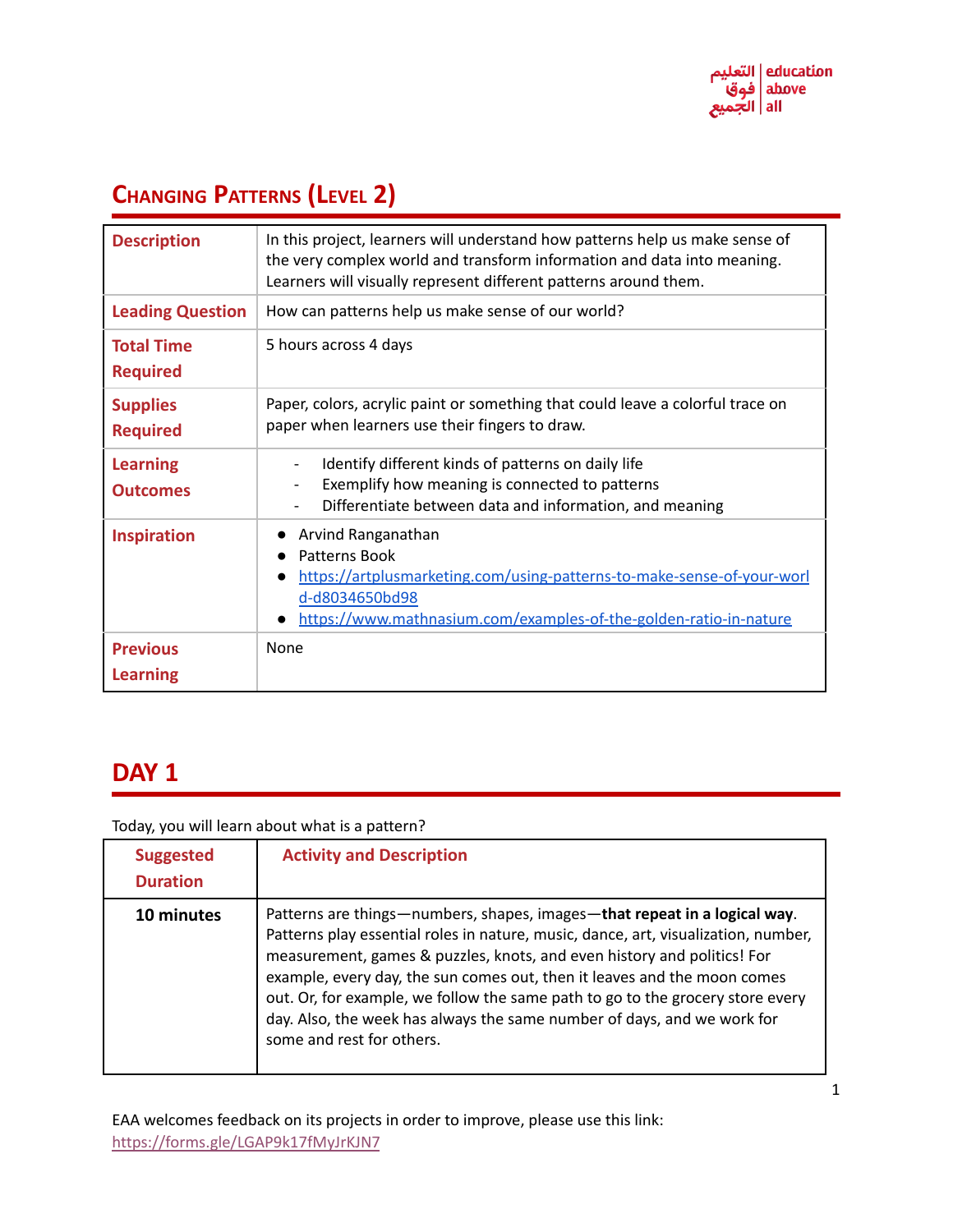# Changing Patterns (Level 2)

| | |
|---|---|
| **Description** | In this project, learners will understand how patterns help us make sense of the very complex world and transform information and data into meaning. Learners will visually represent different patterns around them. |
| **Leading Question** | How can patterns help us make sense of our world? |
| **Total Time Required** | 5 hours across 4 days |
| **Supplies Required** | Paper, colors, acrylic paint or something that could leave a colorful trace on paper when learners use their fingers to draw. |
| **Learning Outcomes** | - Identify different kinds of patterns on daily life<br>- Exemplify how meaning is connected to patterns<br>- Differentiate between data and information, and meaning |
| **Inspiration** | • Arvind Ranganathan<br>• Patterns Book<br>• https://artplusmarketing.com/using-patterns-to-make-sense-of-your-world-d8034650bd98<br>• https://www.mathnasium.com/examples-of-the-golden-ratio-in-nature |
| **Previous Learning** | None |

## DAY 1

Today, you will learn about what is a pattern?

| Suggested Duration | Activity and Description |
|---|---|
| **10 minutes** | Patterns are things—numbers, shapes, images—**that repeat in a logical way**. Patterns play essential roles in nature, music, dance, art, visualization, number, measurement, games & puzzles, knots, and even history and politics! For example, every day, the sun comes out, then it leaves and the moon comes out. Or, for example, we follow the same path to go to the grocery store every day. Also, the week has always the same number of days, and we work for some and rest for others. |

EAA welcomes feedback on its projects in order to improve, please use this link: https://forms.gle/LGAP9k17fMyJrKJN7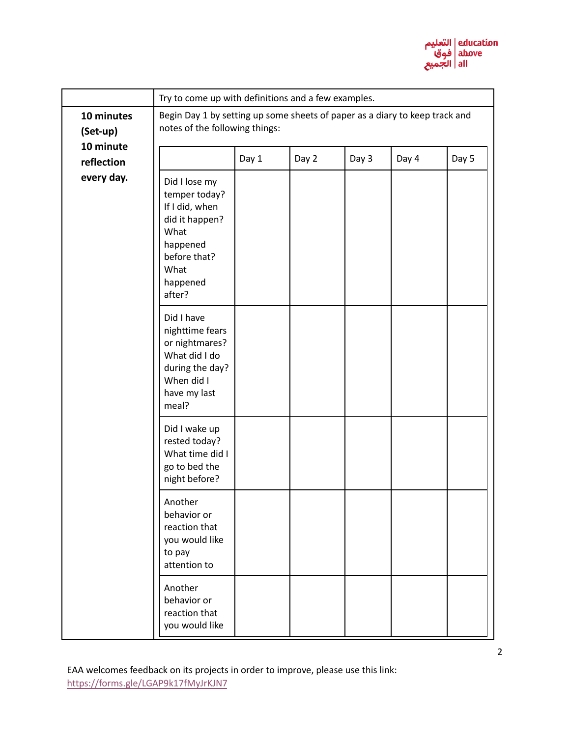| | Try to come up with definitions and a few examples. |
|---|---|
| **10 minutes (Set-up)** **10 minute reflection every day.** | Begin Day 1 by setting up some sheets of paper as a diary to keep track and notes of the following things: |

| | Day 1 | Day 2 | Day 3 | Day 4 | Day 5 |
|---|---|---|---|---|---|
| Did I lose my temper today? If I did, when did it happen? What happened before that? What happened after? | | | | | |
| Did I have nighttime fears or nightmares? What did I do during the day? When did I have my last meal? | | | | | |
| Did I wake up rested today? What time did I go to bed the night before? | | | | | |
| Another behavior or reaction that you would like to pay attention to | | | | | |
| Another behavior or reaction that you would like | | | | | |

EAA welcomes feedback on its projects in order to improve, please use this link: https://forms.gle/LGAP9k17fMyJrKJN7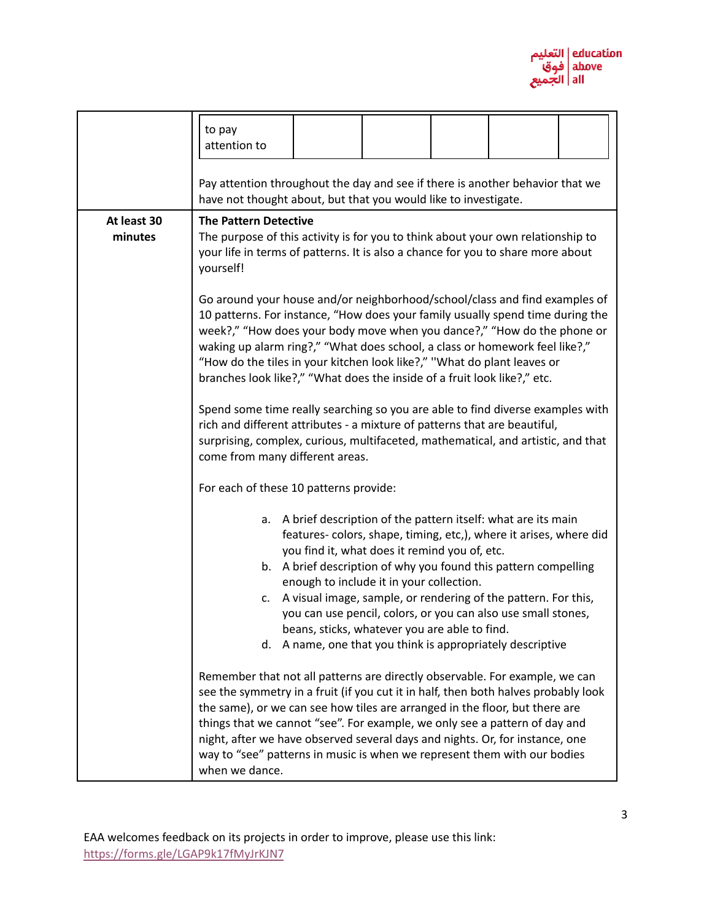| | |
|---|---|
| | <table><tr><td>to pay attention to</td><td></td><td></td><td></td><td></td><td></td></tr></table> Pay attention throughout the day and see if there is another behavior that we have not thought about, but that you would like to investigate. |
| **At least 30 minutes** | **The Pattern Detective**<br>The purpose of this activity is for you to think about your own relationship to your life in terms of patterns. It is also a chance for you to share more about yourself!<br><br>Go around your house and/or neighborhood/school/class and find examples of 10 patterns. For instance, "How does your family usually spend time during the week?," "How does your body move when you dance?," "How do the phone or waking up alarm ring?," "What does school, a class or homework feel like?," "How do the tiles in your kitchen look like?," ''What do plant leaves or branches look like?," "What does the inside of a fruit look like?," etc.<br><br>Spend some time really searching so you are able to find diverse examples with rich and different attributes - a mixture of patterns that are beautiful, surprising, complex, curious, multifaceted, mathematical, and artistic, and that come from many different areas.<br><br>For each of these 10 patterns provide:<br><br>a. A brief description of the pattern itself: what are its main features- colors, shape, timing, etc,), where it arises, where did you find it, what does it remind you of, etc.<br>b. A brief description of why you found this pattern compelling enough to include it in your collection.<br>c. A visual image, sample, or rendering of the pattern. For this, you can use pencil, colors, or you can also use small stones, beans, sticks, whatever you are able to find.<br>d. A name, one that you think is appropriately descriptive<br><br>Remember that not all patterns are directly observable. For example, we can see the symmetry in a fruit (if you cut it in half, then both halves probably look the same), or we can see how tiles are arranged in the floor, but there are things that we cannot "see". For example, we only see a pattern of day and night, after we have observed several days and nights. Or, for instance, one way to "see" patterns in music is when we represent them with our bodies when we dance. |

EAA welcomes feedback on its projects in order to improve, please use this link: https://forms.gle/LGAP9k17fMyJrKJN7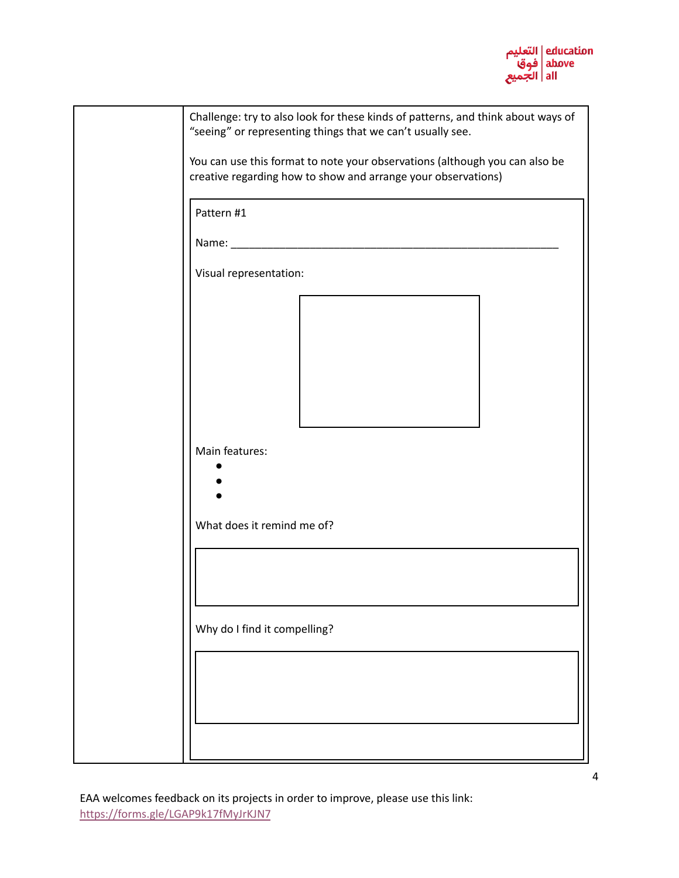Challenge: try to also look for these kinds of patterns, and think about ways of “seeing” or representing things that we can’t usually see.

You can use this format to note your observations (although you can also be creative regarding how to show and arrange your observations)

Pattern #1

Name: ___________________________________________________________

Visual representation:

Main features:

- 
- 
- 

What does it remind me of?

Why do I find it compelling?

EAA welcomes feedback on its projects in order to improve, please use this link: https://forms.gle/LGAP9k17fMyJrKJN7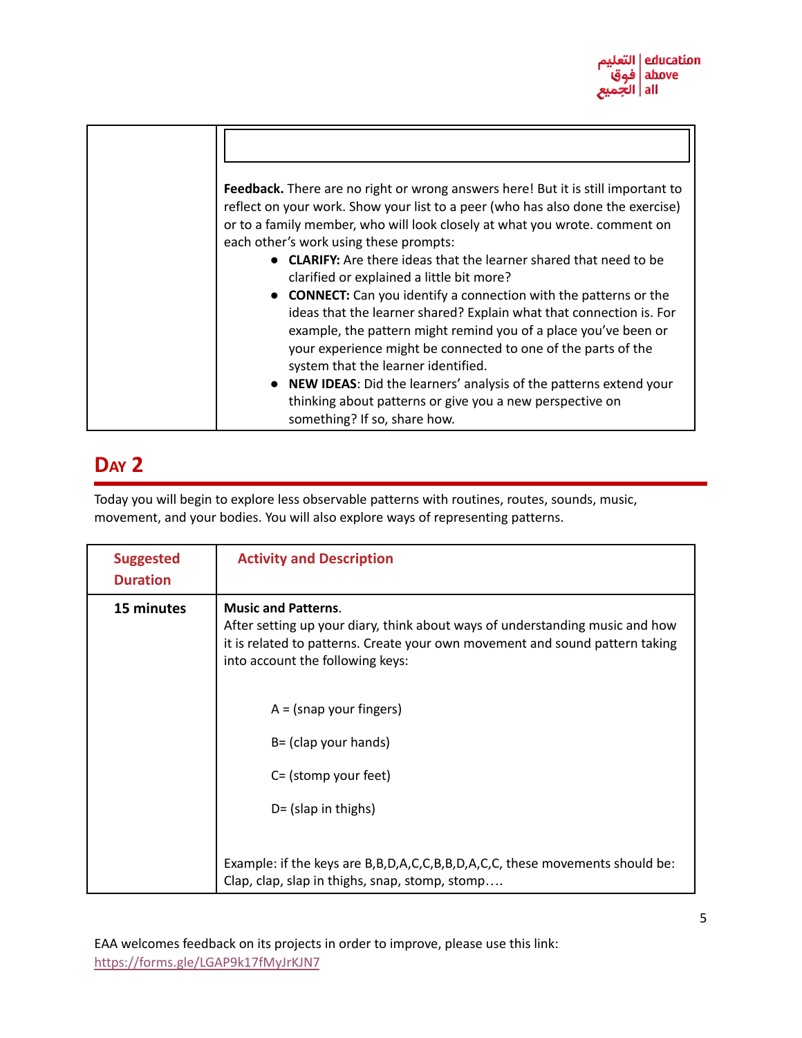| | |
|---|---|
| | Feedback. There are no right or wrong answers here! But it is still important to reflect on your work. Show your list to a peer (who has also done the exercise) or to a family member, who will look closely at what you wrote. comment on each other's work using these prompts:<br>• **CLARIFY:** Are there ideas that the learner shared that need to be clarified or explained a little bit more?<br>• **CONNECT:** Can you identify a connection with the patterns or the ideas that the learner shared? Explain what that connection is. For example, the pattern might remind you of a place you've been or your experience might be connected to one of the parts of the system that the learner identified.<br>• **NEW IDEAS**: Did the learners' analysis of the patterns extend your thinking about patterns or give you a new perspective on something? If so, share how. |

## DAY 2

Today you will begin to explore less observable patterns with routines, routes, sounds, music, movement, and your bodies. You will also explore ways of representing patterns.

| Suggested Duration | Activity and Description |
|---|---|
| **15 minutes** | **Music and Patterns**.<br>After setting up your diary, think about ways of understanding music and how it is related to patterns. Create your own movement and sound pattern taking into account the following keys:<br><br>A = (snap your fingers)<br><br>B= (clap your hands)<br><br>C= (stomp your feet)<br><br>D= (slap in thighs)<br><br>Example: if the keys are B,B,D,A,C,C,B,B,D,A,C,C, these movements should be: Clap, clap, slap in thighs, snap, stomp, stomp…. |

EAA welcomes feedback on its projects in order to improve, please use this link: https://forms.gle/LGAP9k17fMyJrKJN7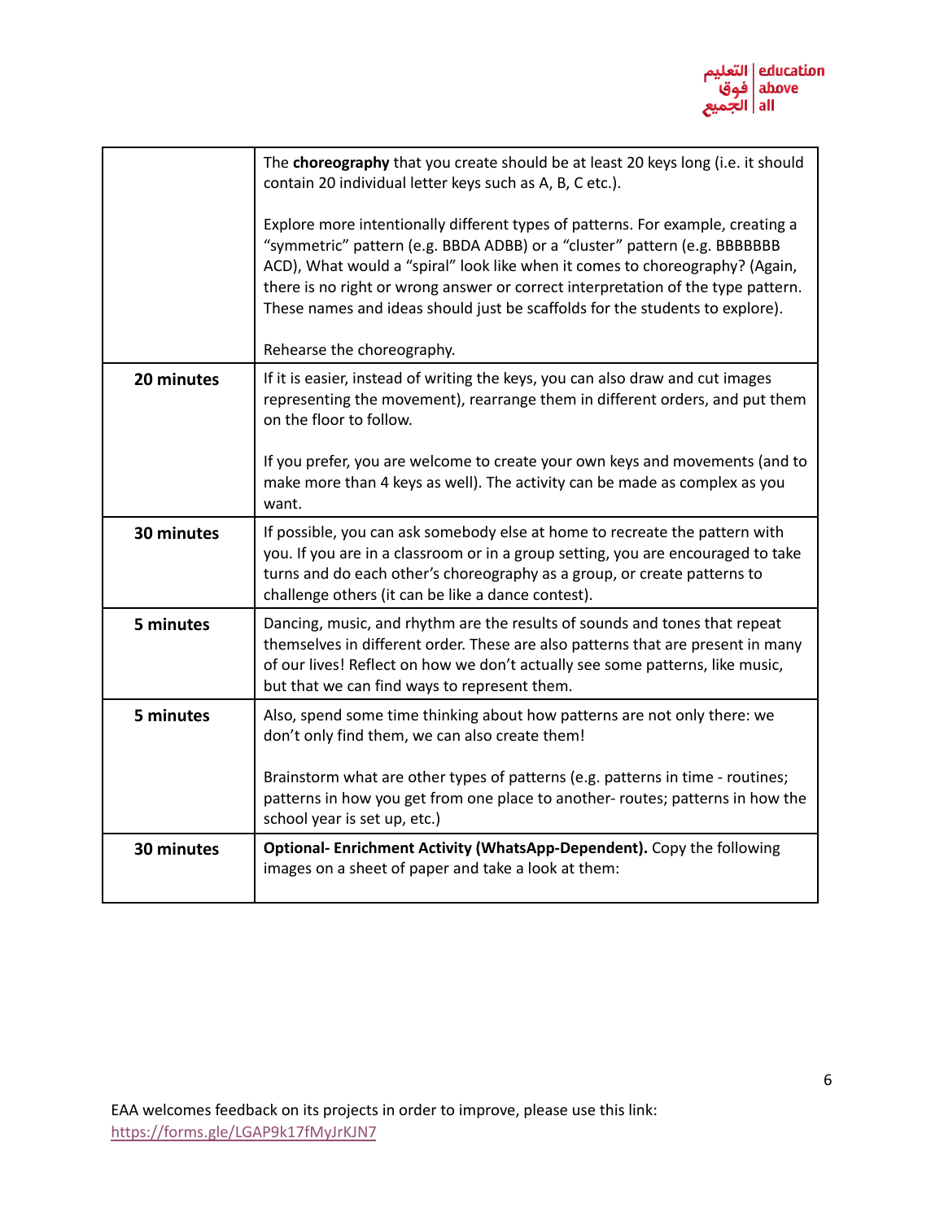| | |
|---|---|
| | The **choreography** that you create should be at least 20 keys long (i.e. it should contain 20 individual letter keys such as A, B, C etc.).<br><br>Explore more intentionally different types of patterns. For example, creating a "symmetric" pattern (e.g. BBDA ADBB) or a "cluster" pattern (e.g. BBBBBBB ACD), What would a "spiral" look like when it comes to choreography? (Again, there is no right or wrong answer or correct interpretation of the type pattern. These names and ideas should just be scaffolds for the students to explore).<br><br>Rehearse the choreography. |
| **20 minutes** | If it is easier, instead of writing the keys, you can also draw and cut images representing the movement), rearrange them in different orders, and put them on the floor to follow.<br><br>If you prefer, you are welcome to create your own keys and movements (and to make more than 4 keys as well). The activity can be made as complex as you want. |
| **30 minutes** | If possible, you can ask somebody else at home to recreate the pattern with you. If you are in a classroom or in a group setting, you are encouraged to take turns and do each other's choreography as a group, or create patterns to challenge others (it can be like a dance contest). |
| **5 minutes** | Dancing, music, and rhythm are the results of sounds and tones that repeat themselves in different order. These are also patterns that are present in many of our lives! Reflect on how we don't actually see some patterns, like music, but that we can find ways to represent them. |
| **5 minutes** | Also, spend some time thinking about how patterns are not only there: we don't only find them, we can also create them!<br><br>Brainstorm what are other types of patterns (e.g. patterns in time - routines; patterns in how you get from one place to another- routes; patterns in how the school year is set up, etc.) |
| **30 minutes** | **Optional- Enrichment Activity (WhatsApp-Dependent).** Copy the following images on a sheet of paper and take a look at them: |

EAA welcomes feedback on its projects in order to improve, please use this link: https://forms.gle/LGAP9k17fMyJrKJN7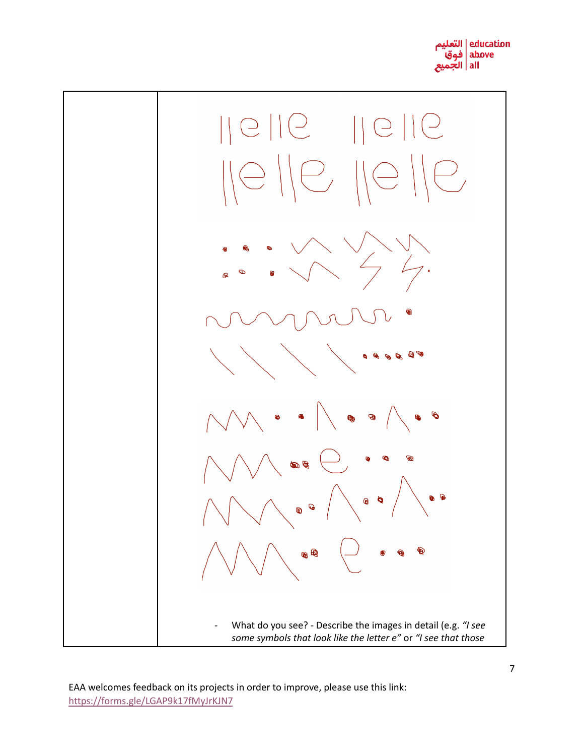| | - What do you see? - Describe the images in detail (e.g. *"I see some symbols that look like the letter e"* or *"I see that those* |
|---|---|

EAA welcomes feedback on its projects in order to improve, please use this link: https://forms.gle/LGAP9k17fMyJrKJN7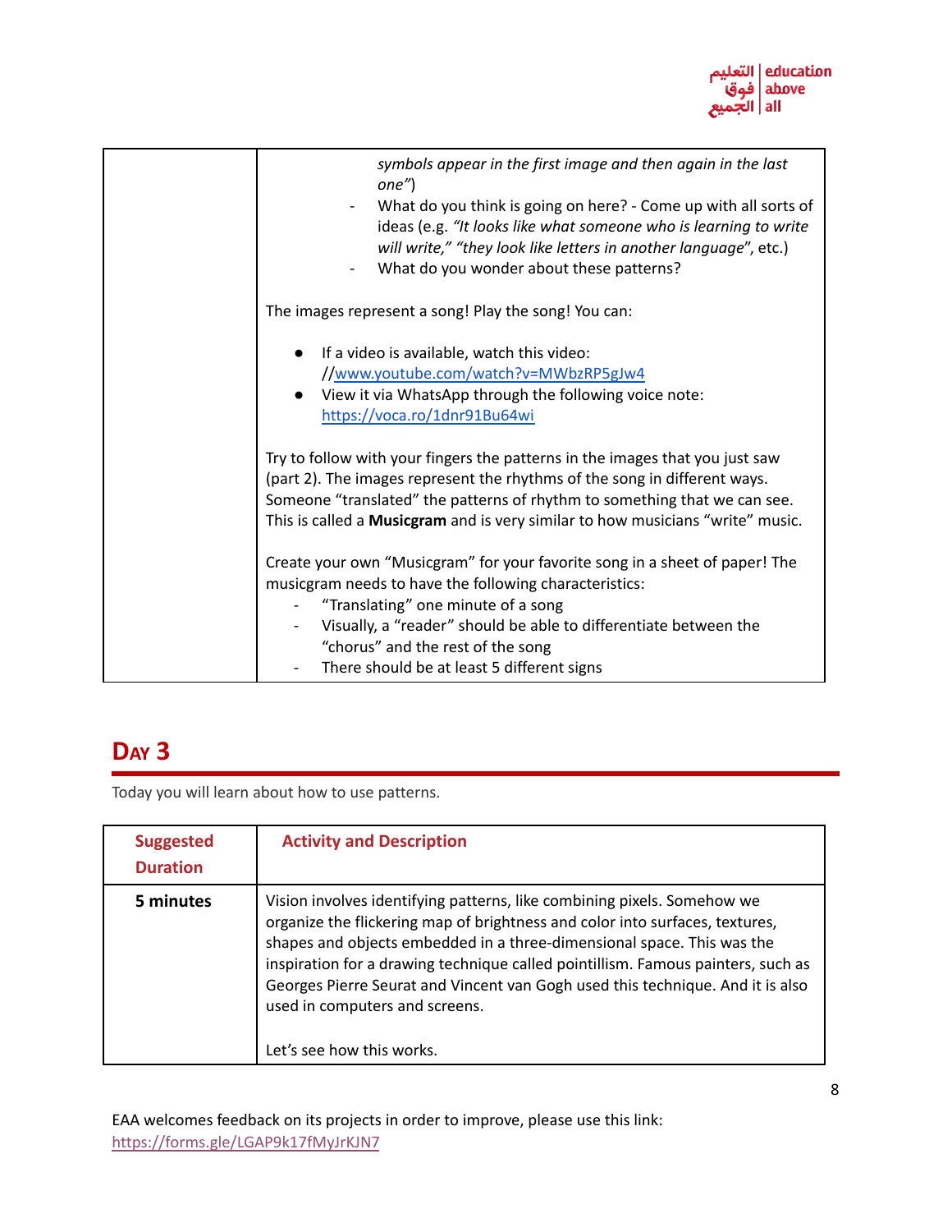| | |
|---|---|
| | - *symbols appear in the first image and then again in the last one"*)<br>- What do you think is going on here? - Come up with all sorts of ideas (e.g. *"It looks like what someone who is learning to write will write," "they look like letters in another language"*, etc.)<br>- What do you wonder about these patterns?<br><br>The images represent a song! Play the song! You can:<br><br>● If a video is available, watch this video: //www.youtube.com/watch?v=MWbzRP5gJw4<br>● View it via WhatsApp through the following voice note: https://voca.ro/1dnr91Bu64wi<br><br>Try to follow with your fingers the patterns in the images that you just saw (part 2). The images represent the rhythms of the song in different ways. Someone "translated" the patterns of rhythm to something that we can see. This is called a **Musicgram** and is very similar to how musicians "write" music.<br><br>Create your own "Musicgram" for your favorite song in a sheet of paper! The musicgram needs to have the following characteristics:<br>- "Translating" one minute of a song<br>- Visually, a "reader" should be able to differentiate between the "chorus" and the rest of the song<br>- There should be at least 5 different signs |

## Day 3

Today you will learn about how to use patterns.

| Suggested Duration | Activity and Description |
|---|---|
| **5 minutes** | Vision involves identifying patterns, like combining pixels. Somehow we organize the flickering map of brightness and color into surfaces, textures, shapes and objects embedded in a three-dimensional space. This was the inspiration for a drawing technique called pointillism. Famous painters, such as Georges Pierre Seurat and Vincent van Gogh used this technique. And it is also used in computers and screens.<br><br>Let's see how this works. |

EAA welcomes feedback on its projects in order to improve, please use this link: https://forms.gle/LGAP9k17fMyJrKJN7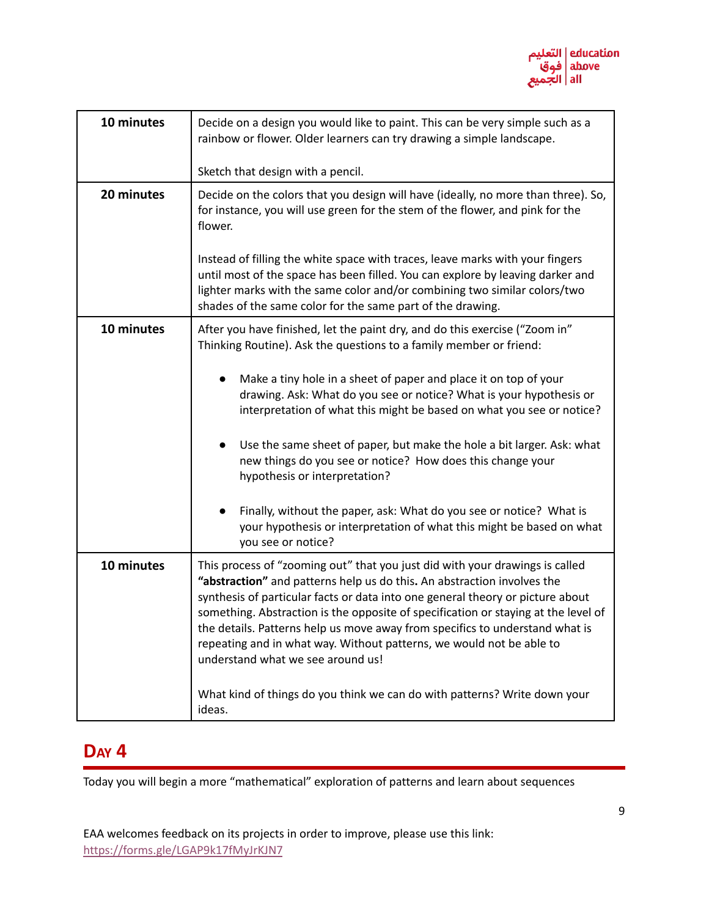| | |
|---|---|
| **10 minutes** | Decide on a design you would like to paint. This can be very simple such as a rainbow or flower. Older learners can try drawing a simple landscape.<br><br>Sketch that design with a pencil. |
| **20 minutes** | Decide on the colors that you design will have (ideally, no more than three). So, for instance, you will use green for the stem of the flower, and pink for the flower.<br><br>Instead of filling the white space with traces, leave marks with your fingers until most of the space has been filled. You can explore by leaving darker and lighter marks with the same color and/or combining two similar colors/two shades of the same color for the same part of the drawing. |
| **10 minutes** | After you have finished, let the paint dry, and do this exercise ("Zoom in" Thinking Routine). Ask the questions to a family member or friend:<br><br>• Make a tiny hole in a sheet of paper and place it on top of your drawing. Ask: What do you see or notice? What is your hypothesis or interpretation of what this might be based on what you see or notice?<br><br>• Use the same sheet of paper, but make the hole a bit larger. Ask: what new things do you see or notice? How does this change your hypothesis or interpretation?<br><br>• Finally, without the paper, ask: What do you see or notice? What is your hypothesis or interpretation of what this might be based on what you see or notice? |
| **10 minutes** | This process of "zooming out" that you just did with your drawings is called **"abstraction"** and patterns help us do this**.** An abstraction involves the synthesis of particular facts or data into one general theory or picture about something. Abstraction is the opposite of specification or staying at the level of the details. Patterns help us move away from specifics to understand what is repeating and in what way. Without patterns, we would not be able to understand what we see around us!<br><br>What kind of things do you think we can do with patterns? Write down your ideas. |

## Day 4

Today you will begin a more "mathematical" exploration of patterns and learn about sequences

EAA welcomes feedback on its projects in order to improve, please use this link: https://forms.gle/LGAP9k17fMyJrKJN7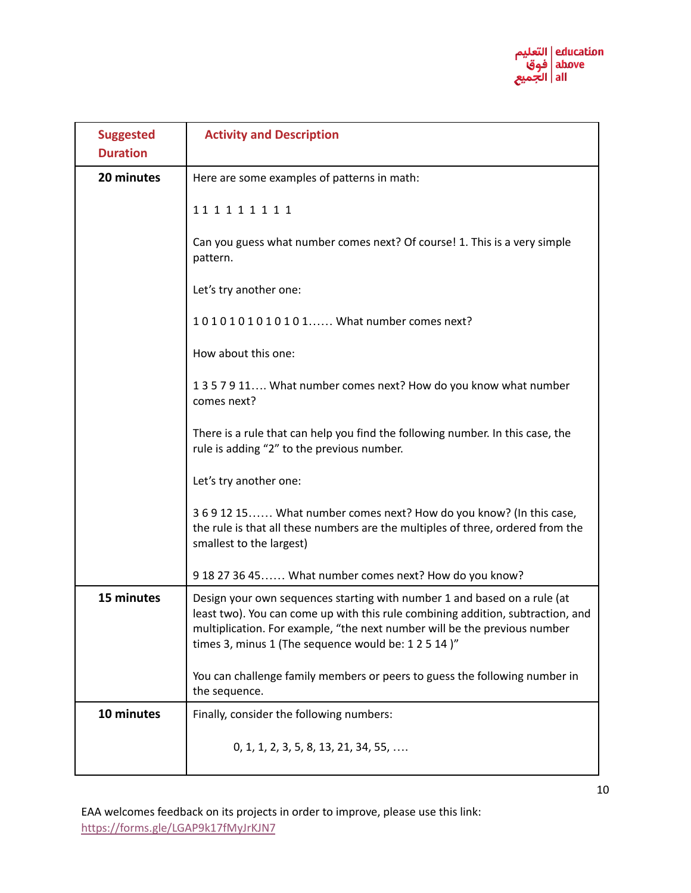| Suggested Duration | Activity and Description |
| --- | --- |
| **20 minutes** | Here are some examples of patterns in math:<br><br>1 1 1 1 1 1 1 1 1<br><br>Can you guess what number comes next? Of course! 1. This is a very simple pattern.<br><br>Let's try another one:<br><br>1 0 1 0 1 0 1 0 1 0 1 0 1…… What number comes next?<br><br>How about this one:<br><br>1 3 5 7 9 11…. What number comes next? How do you know what number comes next?<br><br>There is a rule that can help you find the following number. In this case, the rule is adding "2" to the previous number.<br><br>Let's try another one:<br><br>3 6 9 12 15…… What number comes next? How do you know? (In this case, the rule is that all these numbers are the multiples of three, ordered from the smallest to the largest)<br><br>9 18 27 36 45…… What number comes next? How do you know? |
| **15 minutes** | Design your own sequences starting with number 1 and based on a rule (at least two). You can come up with this rule combining addition, subtraction, and multiplication. For example, "the next number will be the previous number times 3, minus 1 (The sequence would be: 1 2 5 14 )"<br><br>You can challenge family members or peers to guess the following number in the sequence. |
| **10 minutes** | Finally, consider the following numbers:<br><br>0, 1, 1, 2, 3, 5, 8, 13, 21, 34, 55, …. |

EAA welcomes feedback on its projects in order to improve, please use this link: https://forms.gle/LGAP9k17fMyJrKJN7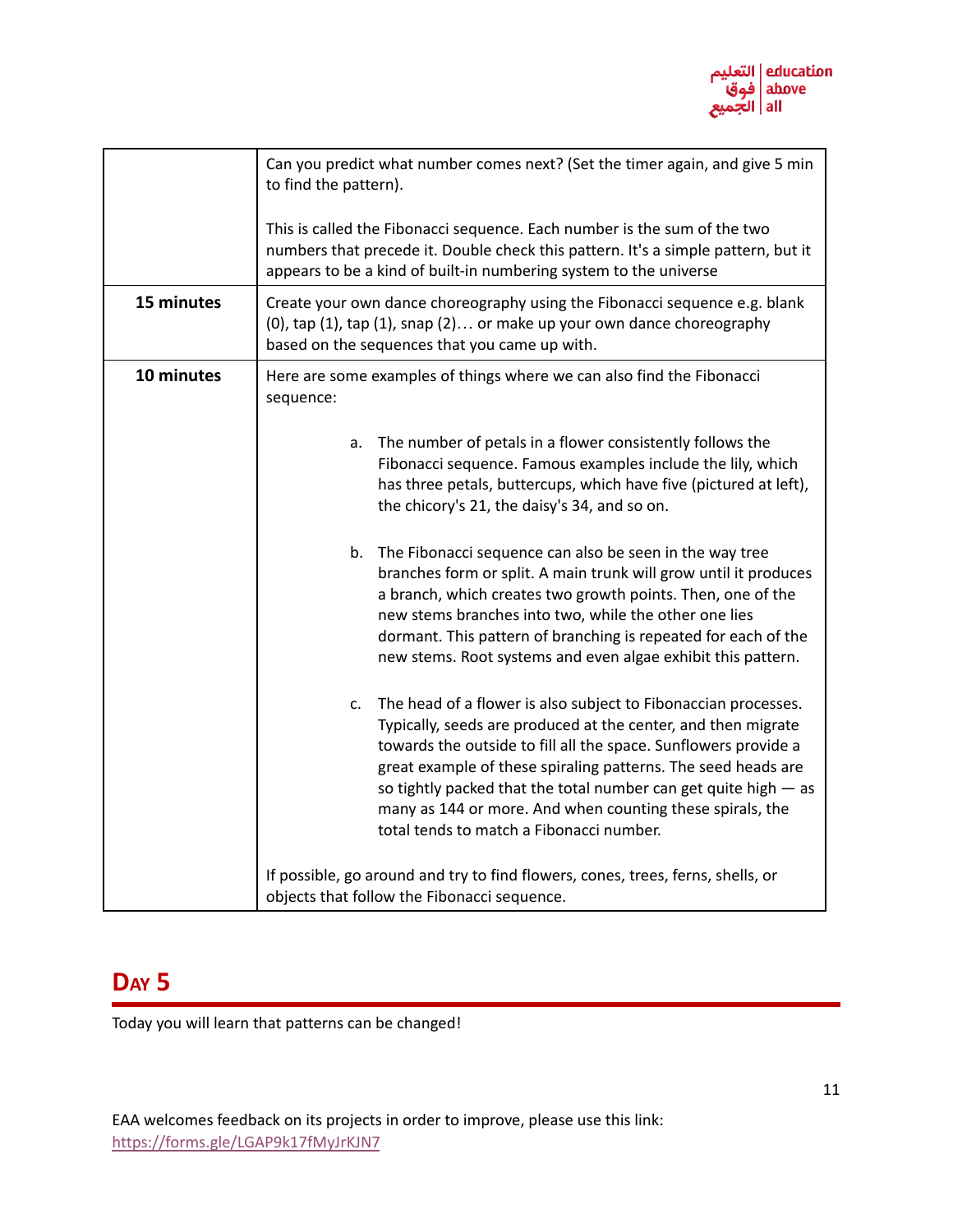| | |
|---|---|
| | Can you predict what number comes next? (Set the timer again, and give 5 min to find the pattern).<br><br>This is called the Fibonacci sequence. Each number is the sum of the two numbers that precede it. Double check this pattern. It's a simple pattern, but it appears to be a kind of built-in numbering system to the universe |
| **15 minutes** | Create your own dance choreography using the Fibonacci sequence e.g. blank (0), tap (1), tap (1), snap (2)… or make up your own dance choreography based on the sequences that you came up with. |
| **10 minutes** | Here are some examples of things where we can also find the Fibonacci sequence:<br><br>a. The number of petals in a flower consistently follows the Fibonacci sequence. Famous examples include the lily, which has three petals, buttercups, which have five (pictured at left), the chicory's 21, the daisy's 34, and so on.<br><br>b. The Fibonacci sequence can also be seen in the way tree branches form or split. A main trunk will grow until it produces a branch, which creates two growth points. Then, one of the new stems branches into two, while the other one lies dormant. This pattern of branching is repeated for each of the new stems. Root systems and even algae exhibit this pattern.<br><br>c. The head of a flower is also subject to Fibonaccian processes. Typically, seeds are produced at the center, and then migrate towards the outside to fill all the space. Sunflowers provide a great example of these spiraling patterns. The seed heads are so tightly packed that the total number can get quite high — as many as 144 or more. And when counting these spirals, the total tends to match a Fibonacci number.<br><br>If possible, go around and try to find flowers, cones, trees, ferns, shells, or objects that follow the Fibonacci sequence. |

## Day 5

Today you will learn that patterns can be changed!

EAA welcomes feedback on its projects in order to improve, please use this link: https://forms.gle/LGAP9k17fMyJrKJN7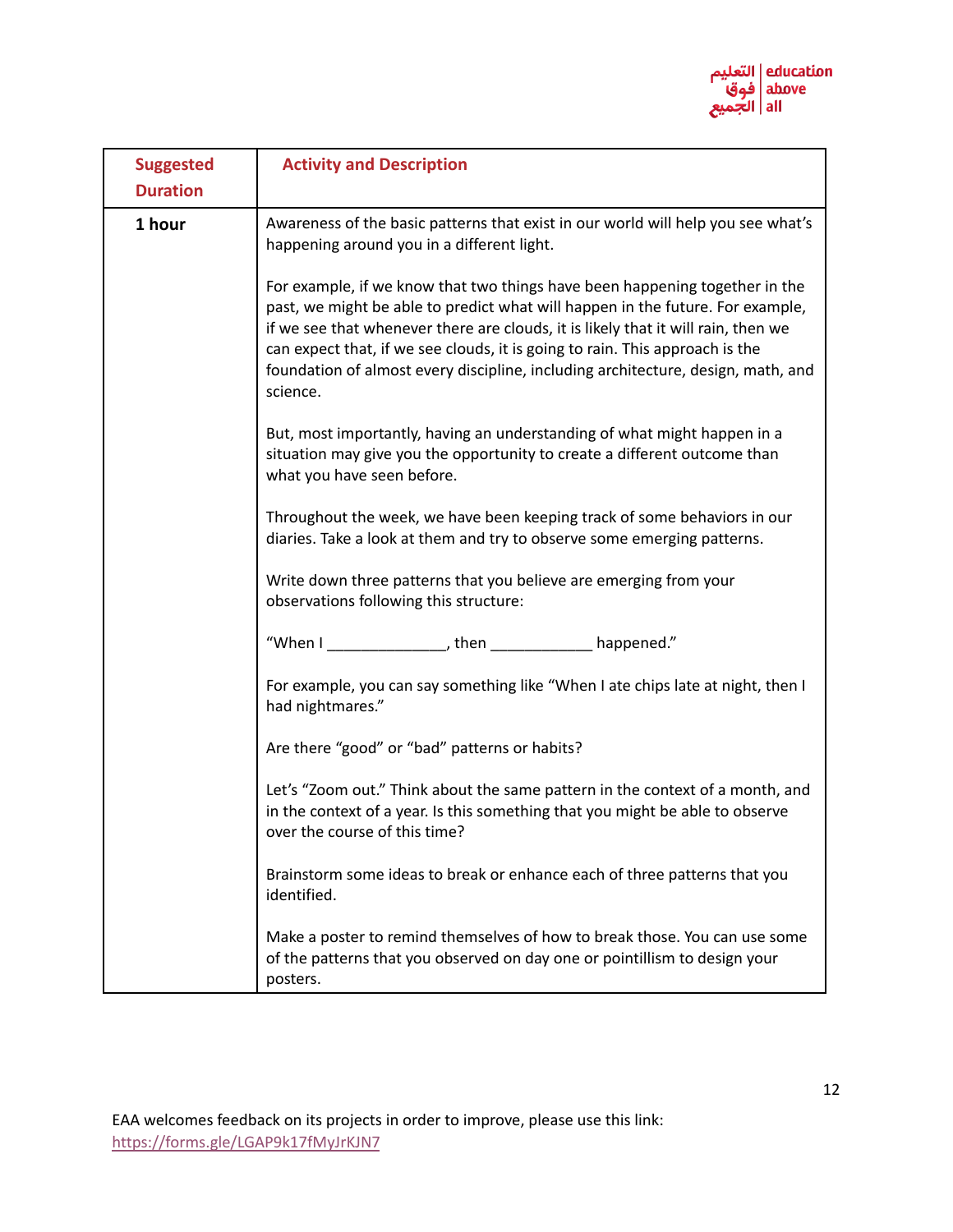| Suggested Duration | Activity and Description |
|---|---|
| **1 hour** | Awareness of the basic patterns that exist in our world will help you see what's happening around you in a different light.<br><br>For example, if we know that two things have been happening together in the past, we might be able to predict what will happen in the future. For example, if we see that whenever there are clouds, it is likely that it will rain, then we can expect that, if we see clouds, it is going to rain. This approach is the foundation of almost every discipline, including architecture, design, math, and science.<br><br>But, most importantly, having an understanding of what might happen in a situation may give you the opportunity to create a different outcome than what you have seen before.<br><br>Throughout the week, we have been keeping track of some behaviors in our diaries. Take a look at them and try to observe some emerging patterns.<br><br>Write down three patterns that you believe are emerging from your observations following this structure:<br><br>"When I ______________, then ____________ happened."<br><br>For example, you can say something like "When I ate chips late at night, then I had nightmares."<br><br>Are there "good" or "bad" patterns or habits?<br><br>Let's "Zoom out." Think about the same pattern in the context of a month, and in the context of a year. Is this something that you might be able to observe over the course of this time?<br><br>Brainstorm some ideas to break or enhance each of three patterns that you identified.<br><br>Make a poster to remind themselves of how to break those. You can use some of the patterns that you observed on day one or pointillism to design your posters. |

EAA welcomes feedback on its projects in order to improve, please use this link: https://forms.gle/LGAP9k17fMyJrKJN7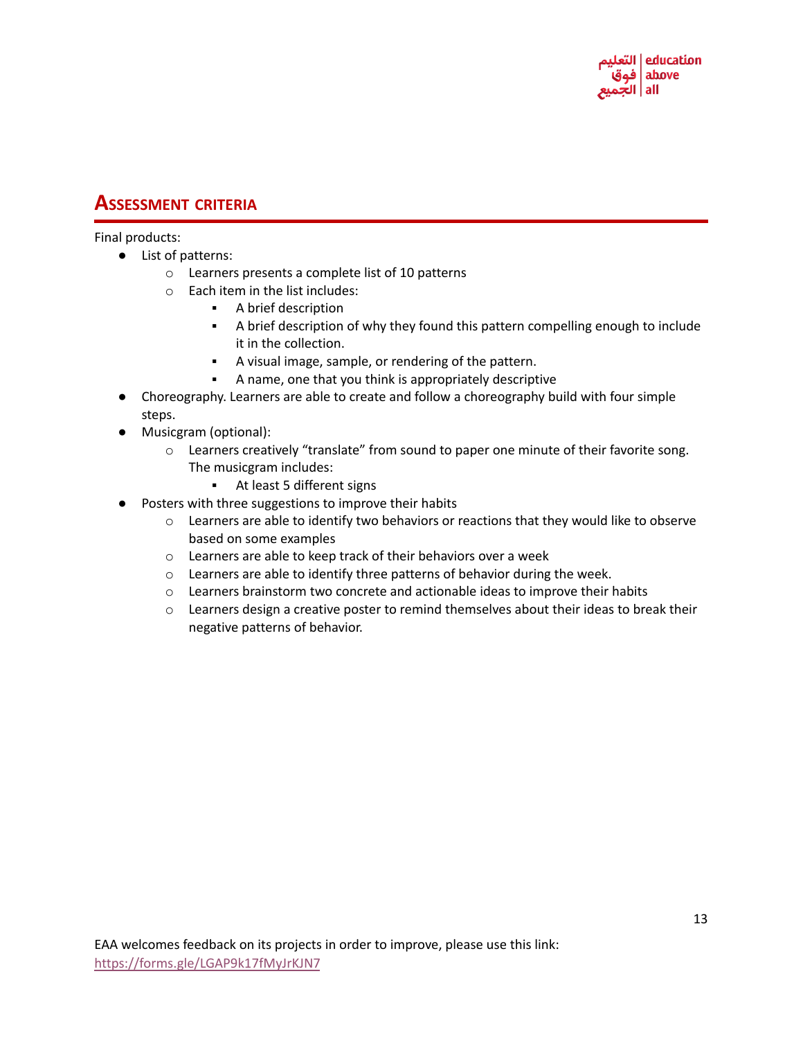## ASSESSMENT CRITERIA

Final products:

- List of patterns:
    - Learners presents a complete list of 10 patterns
    - Each item in the list includes:
        - A brief description
        - A brief description of why they found this pattern compelling enough to include it in the collection.
        - A visual image, sample, or rendering of the pattern.
        - A name, one that you think is appropriately descriptive
- Choreography. Learners are able to create and follow a choreography build with four simple steps.
- Musicgram (optional):
    - Learners creatively "translate" from sound to paper one minute of their favorite song. The musicgram includes:
        - At least 5 different signs
- Posters with three suggestions to improve their habits
    - Learners are able to identify two behaviors or reactions that they would like to observe based on some examples
    - Learners are able to keep track of their behaviors over a week
    - Learners are able to identify three patterns of behavior during the week.
    - Learners brainstorm two concrete and actionable ideas to improve their habits
    - Learners design a creative poster to remind themselves about their ideas to break their negative patterns of behavior.

EAA welcomes feedback on its projects in order to improve, please use this link: https://forms.gle/LGAP9k17fMyJrKJN7